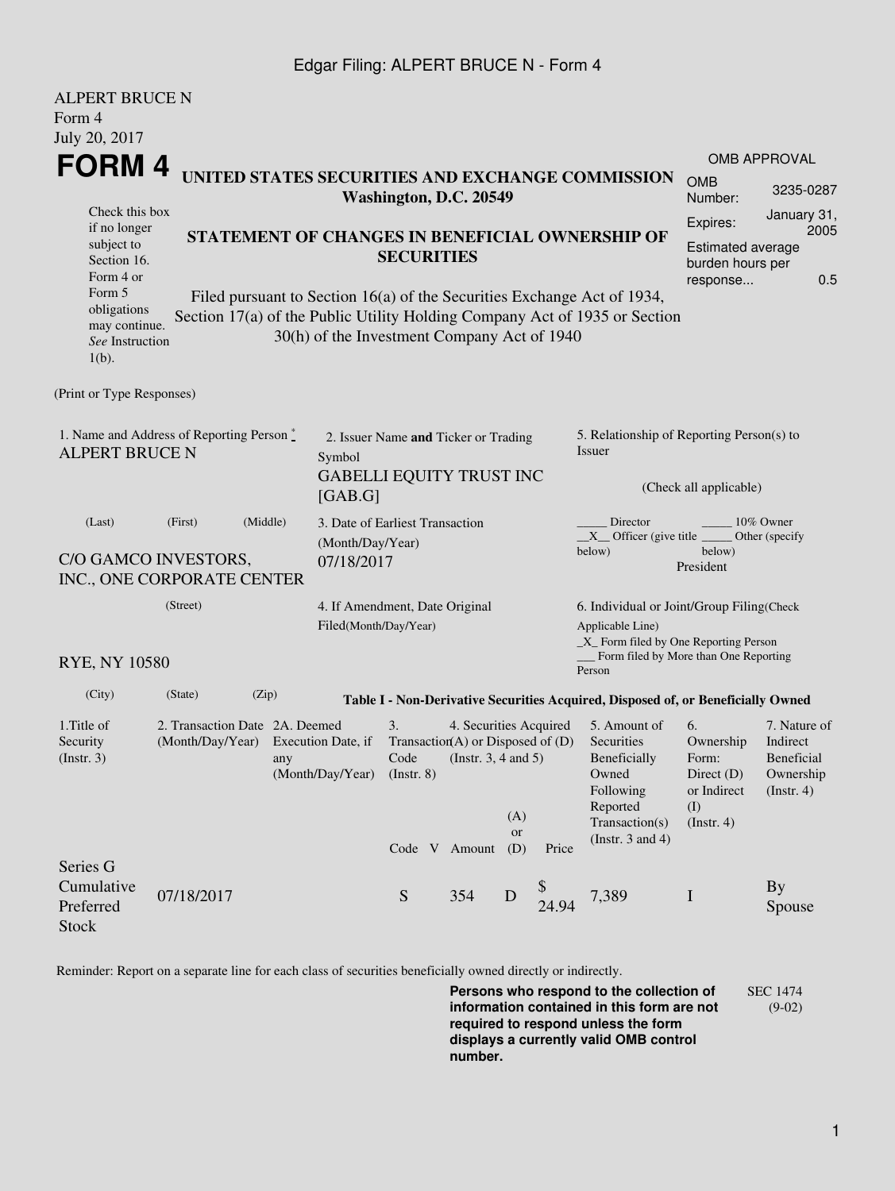ALPERT BRUCE N
Form 4
July 20, 2017

# FORM 4

## UNITED STATES SECURITIES AND EXCHANGE COMMISSION
**Washington, D.C. 20549**

Check this box if no longer subject to Section 16. Form 4 or Form 5 obligations may continue. *See* Instruction 1(b).

### STATEMENT OF CHANGES IN BENEFICIAL OWNERSHIP OF SECURITIES

Filed pursuant to Section 16(a) of the Securities Exchange Act of 1934, Section 17(a) of the Public Utility Holding Company Act of 1935 or Section 30(h) of the Investment Company Act of 1940

| OMB APPROVAL | |
|---|---|
| OMB Number: | 3235-0287 |
| Expires: | January 31, 2005 |
| Estimated average burden hours per response... | 0.5 |

(Print or Type Responses)

1. Name and Address of Reporting Person *
ALPERT BRUCE N

(Last) (First) (Middle)

C/O GAMCO INVESTORS, INC., ONE CORPORATE CENTER

(Street)

RYE, NY 10580

(City) (State) (Zip)

2. Issuer Name **and** Ticker or Trading Symbol
GABELLI EQUITY TRUST INC [GAB.G]

3. Date of Earliest Transaction (Month/Day/Year)
07/18/2017

4. If Amendment, Date Original Filed(Month/Day/Year)

5. Relationship of Reporting Person(s) to Issuer

(Check all applicable)

_____ Director _____ 10% Owner
\_\_X\_\_ Officer (give title below) _____ Other (specify below)
President

6. Individual or Joint/Group Filing(Check Applicable Line)
\_X\_ Form filed by One Reporting Person
___ Form filed by More than One Reporting Person

**Table I - Non-Derivative Securities Acquired, Disposed of, or Beneficially Owned**

| 1.Title of Security (Instr. 3) | 2. Transaction Date (Month/Day/Year) | 2A. Deemed Execution Date, if any (Month/Day/Year) | 3. Transaction Code (Instr. 8) | | 4. Securities Acquired (A) or Disposed of (D) (Instr. 3, 4 and 5) | | | 5. Amount of Securities Beneficially Owned Following Reported Transaction(s) (Instr. 3 and 4) | 6. Ownership Form: Direct (D) or Indirect (I) (Instr. 4) | 7. Nature of Indirect Beneficial Ownership (Instr. 4) |
|---|---|---|---|---|---|---|---|---|---|---|
| | | | Code | V | Amount | (A) or (D) | Price | | | |
| Series G Cumulative Preferred Stock | 07/18/2017 | | S | | 354 | D | $ 24.94 | 7,389 | I | By Spouse |

Reminder: Report on a separate line for each class of securities beneficially owned directly or indirectly.

**Persons who respond to the collection of information contained in this form are not required to respond unless the form displays a currently valid OMB control number.**

SEC 1474 (9-02)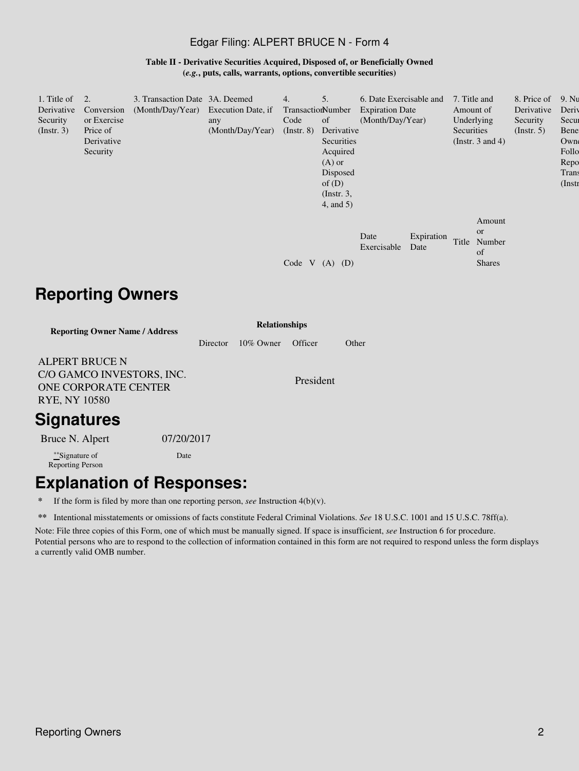**Table II - Derivative Securities Acquired, Disposed of, or Beneficially Owned**
**(*e.g.*, puts, calls, warrants, options, convertible securities)**

| 1. Title of Derivative Security (Instr. 3) | 2. Conversion or Exercise Price of Derivative Security | 3. Transaction Date (Month/Day/Year) | 3A. Deemed Execution Date, if any (Month/Day/Year) | 4. Transaction Code (Instr. 8) | | 5. Number of Derivative Securities Acquired (A) or Disposed of (D) (Instr. 3, 4, and 5) | | 6. Date Exercisable and Expiration Date (Month/Day/Year) | | 7. Title and Amount of Underlying Securities (Instr. 3 and 4) | | 8. Price of Derivative Security (Instr. 5) | 9. Number of Derivative Securities Beneficially Owned Following Reported Transaction(s) (Instr. 4) |
|---|---|---|---|---|---|---|---|---|---|---|---|---|---|
| | | | | Code | V | (A) | (D) | Date Exercisable | Expiration Date | Title | Amount or Number of Shares | | |

## Reporting Owners

| Reporting Owner Name / Address | Relationships | | | |
|---|---|---|---|---|
| | Director | 10% Owner | Officer | Other |
| ALPERT BRUCE N<br>C/O GAMCO INVESTORS, INC.<br>ONE CORPORATE CENTER<br>RYE, NY 10580 | | | President | |

## Signatures

| Bruce N. Alpert | 07/20/2017 |
|---|---|
| **Signature of Reporting Person | Date |

## Explanation of Responses:

\* If the form is filed by more than one reporting person, *see* Instruction 4(b)(v).

** Intentional misstatements or omissions of facts constitute Federal Criminal Violations. *See* 18 U.S.C. 1001 and 15 U.S.C. 78ff(a).

Note: File three copies of this Form, one of which must be manually signed. If space is insufficient, *see* Instruction 6 for procedure.
Potential persons who are to respond to the collection of information contained in this form are not required to respond unless the form displays a currently valid OMB number.